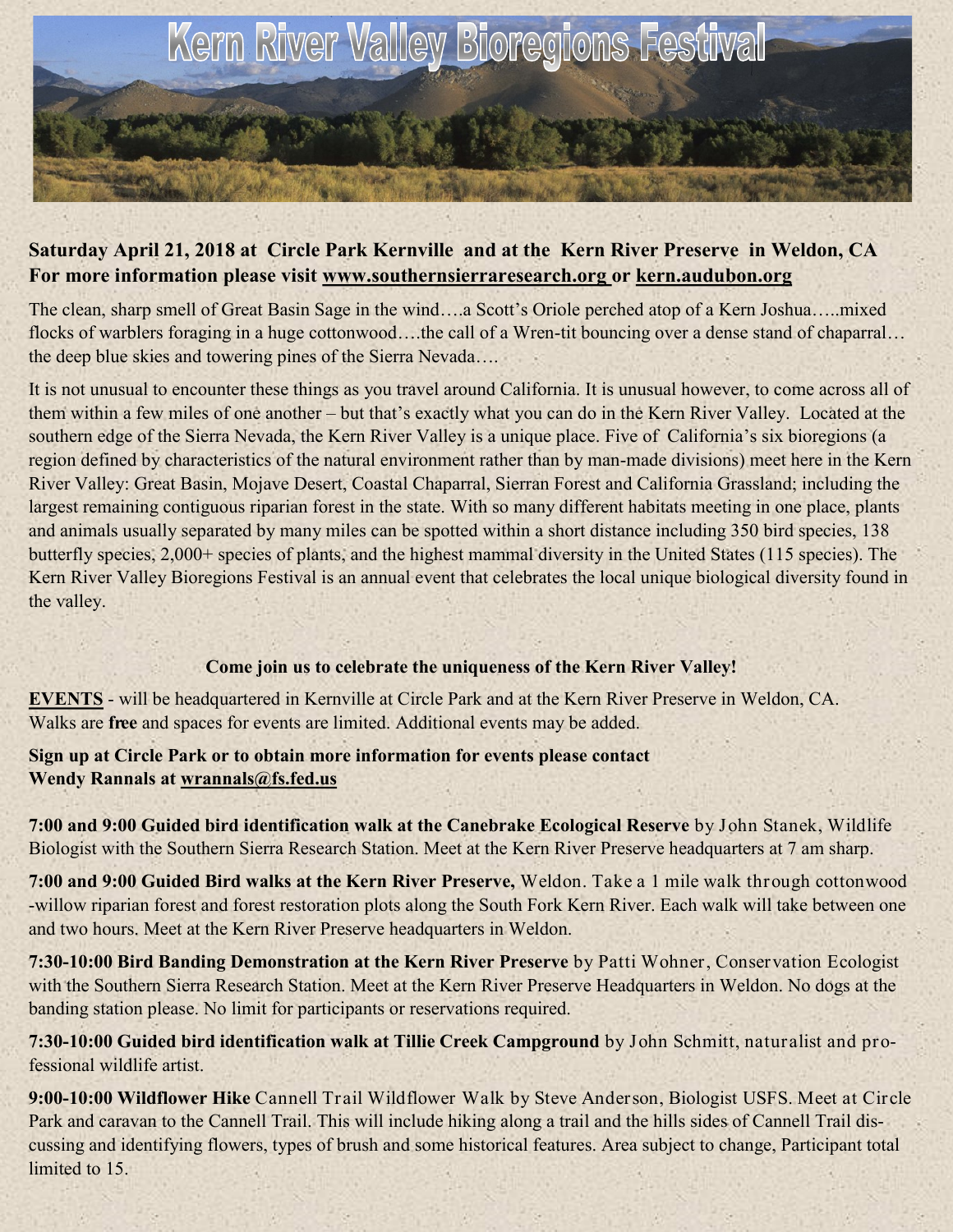# Kern River Valley Bioregions Festival

**Saturday April 21, 2018 at Circle Park Kernville and at the Kern River Preserve in Weldon, CA**
**For more information please visit www.southernsierraresearch.org or kern.audubon.org**

The clean, sharp smell of Great Basin Sage in the wind….a Scott's Oriole perched atop of a Kern Joshua…..mixed flocks of warblers foraging in a huge cottonwood….the call of a Wren-tit bouncing over a dense stand of chaparral… the deep blue skies and towering pines of the Sierra Nevada….

It is not unusual to encounter these things as you travel around California. It is unusual however, to come across all of them within a few miles of one another – but that's exactly what you can do in the Kern River Valley. Located at the southern edge of the Sierra Nevada, the Kern River Valley is a unique place. Five of California's six bioregions (a region defined by characteristics of the natural environment rather than by man-made divisions) meet here in the Kern River Valley: Great Basin, Mojave Desert, Coastal Chaparral, Sierran Forest and California Grassland; including the largest remaining contiguous riparian forest in the state. With so many different habitats meeting in one place, plants and animals usually separated by many miles can be spotted within a short distance including 350 bird species, 138 butterfly species, 2,000+ species of plants, and the highest mammal diversity in the United States (115 species). The Kern River Valley Bioregions Festival is an annual event that celebrates the local unique biological diversity found in the valley.

**Come join us to celebrate the uniqueness of the Kern River Valley!**

**EVENTS** - will be headquartered in Kernville at Circle Park and at the Kern River Preserve in Weldon, CA. Walks are **free** and spaces for events are limited. Additional events may be added.

**Sign up at Circle Park or to obtain more information for events please contact Wendy Rannals at wrannals@fs.fed.us**

**7:00 and 9:00 Guided bird identification walk at the Canebrake Ecological Reserve** by John Stanek, Wildlife Biologist with the Southern Sierra Research Station. Meet at the Kern River Preserve headquarters at 7 am sharp.

**7:00 and 9:00 Guided Bird walks at the Kern River Preserve,** Weldon. Take a 1 mile walk through cottonwood -willow riparian forest and forest restoration plots along the South Fork Kern River. Each walk will take between one and two hours. Meet at the Kern River Preserve headquarters in Weldon.

**7:30-10:00 Bird Banding Demonstration at the Kern River Preserve** by Patti Wohner, Conservation Ecologist with the Southern Sierra Research Station. Meet at the Kern River Preserve Headquarters in Weldon. No dogs at the banding station please. No limit for participants or reservations required.

**7:30-10:00 Guided bird identification walk at Tillie Creek Campground** by John Schmitt, naturalist and professional wildlife artist.

**9:00-10:00 Wildflower Hike** Cannell Trail Wildflower Walk by Steve Anderson, Biologist USFS. Meet at Circle Park and caravan to the Cannell Trail. This will include hiking along a trail and the hills sides of Cannell Trail discussing and identifying flowers, types of brush and some historical features. Area subject to change, Participant total limited to 15.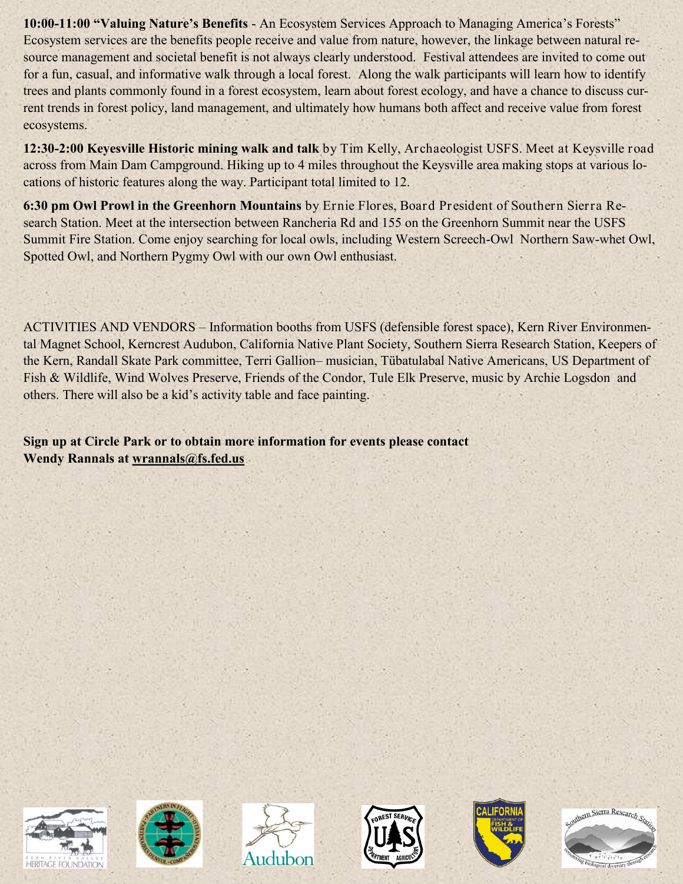**10:00-11:00 "Valuing Nature's Benefits** - An Ecosystem Services Approach to Managing America's Forests" Ecosystem services are the benefits people receive and value from nature, however, the linkage between natural resource management and societal benefit is not always clearly understood. Festival attendees are invited to come out for a fun, casual, and informative walk through a local forest. Along the walk participants will learn how to identify trees and plants commonly found in a forest ecosystem, learn about forest ecology, and have a chance to discuss current trends in forest policy, land management, and ultimately how humans both affect and receive value from forest ecosystems.

**12:30-2:00 Keyesville Historic mining walk and talk** by Tim Kelly, Archaeologist USFS. Meet at Keysville road across from Main Dam Campground. Hiking up to 4 miles throughout the Keysville area making stops at various locations of historic features along the way. Participant total limited to 12.

**6:30 pm Owl Prowl in the Greenhorn Mountains** by Ernie Flores, Board President of Southern Sierra Research Station. Meet at the intersection between Rancheria Rd and 155 on the Greenhorn Summit near the USFS Summit Fire Station. Come enjoy searching for local owls, including Western Screech-Owl Northern Saw-whet Owl, Spotted Owl, and Northern Pygmy Owl with our own Owl enthusiast.

ACTIVITIES AND VENDORS – Information booths from USFS (defensible forest space), Kern River Environmental Magnet School, Kerncrest Audubon, California Native Plant Society, Southern Sierra Research Station, Keepers of the Kern, Randall Skate Park committee, Terri Gallion– musician, Tübatulabal Native Americans, US Department of Fish & Wildlife, Wind Wolves Preserve, Friends of the Condor, Tule Elk Preserve, music by Archie Logsdon and others. There will also be a kid's activity table and face painting.

**Sign up at Circle Park or to obtain more information for events please contact Wendy Rannals at wrannals@fs.fed.us**